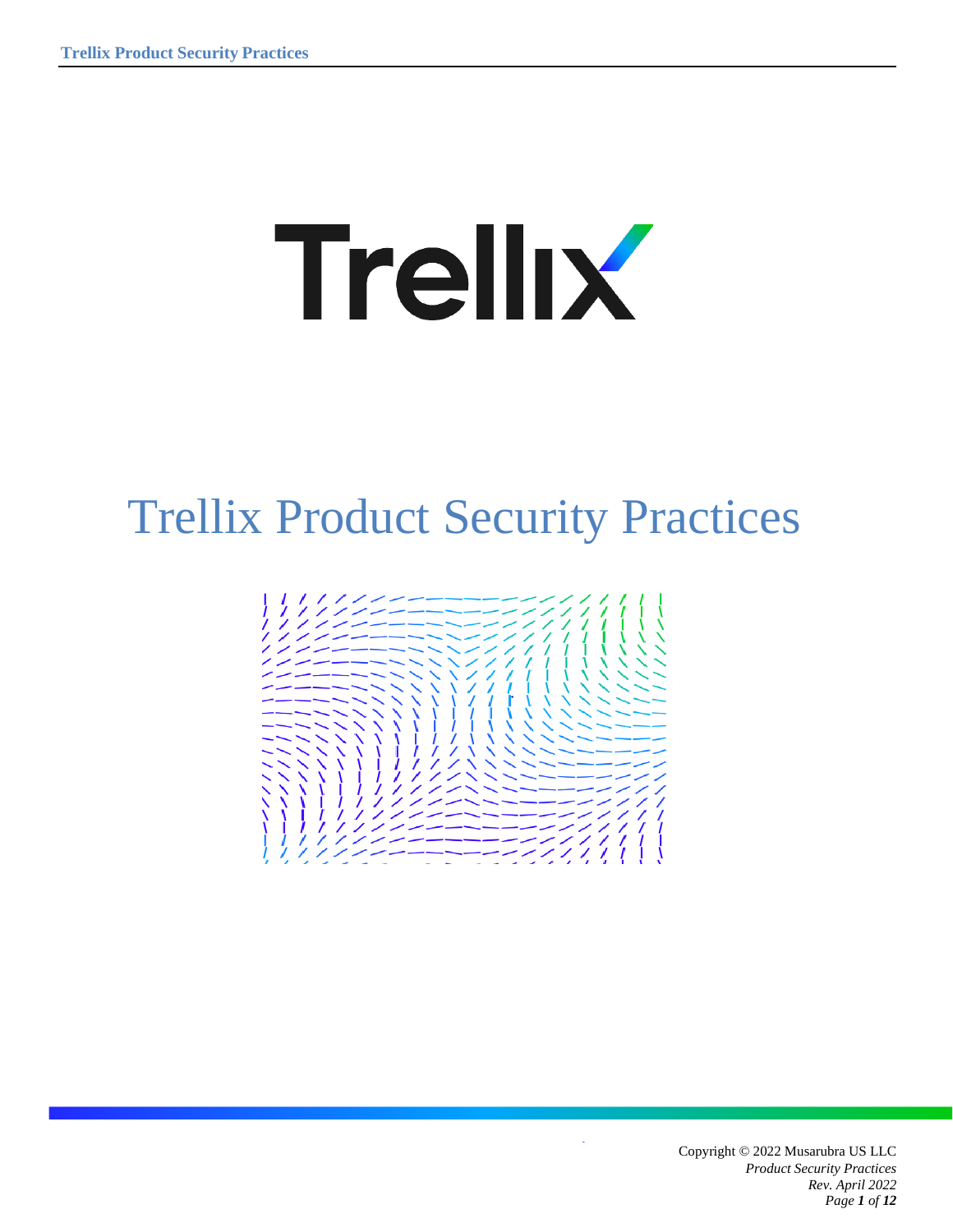# Trellix Product Security Practices

Copyright © 2022 Musarubra US LLC

*Product Security Practices*

*Rev. April 2022*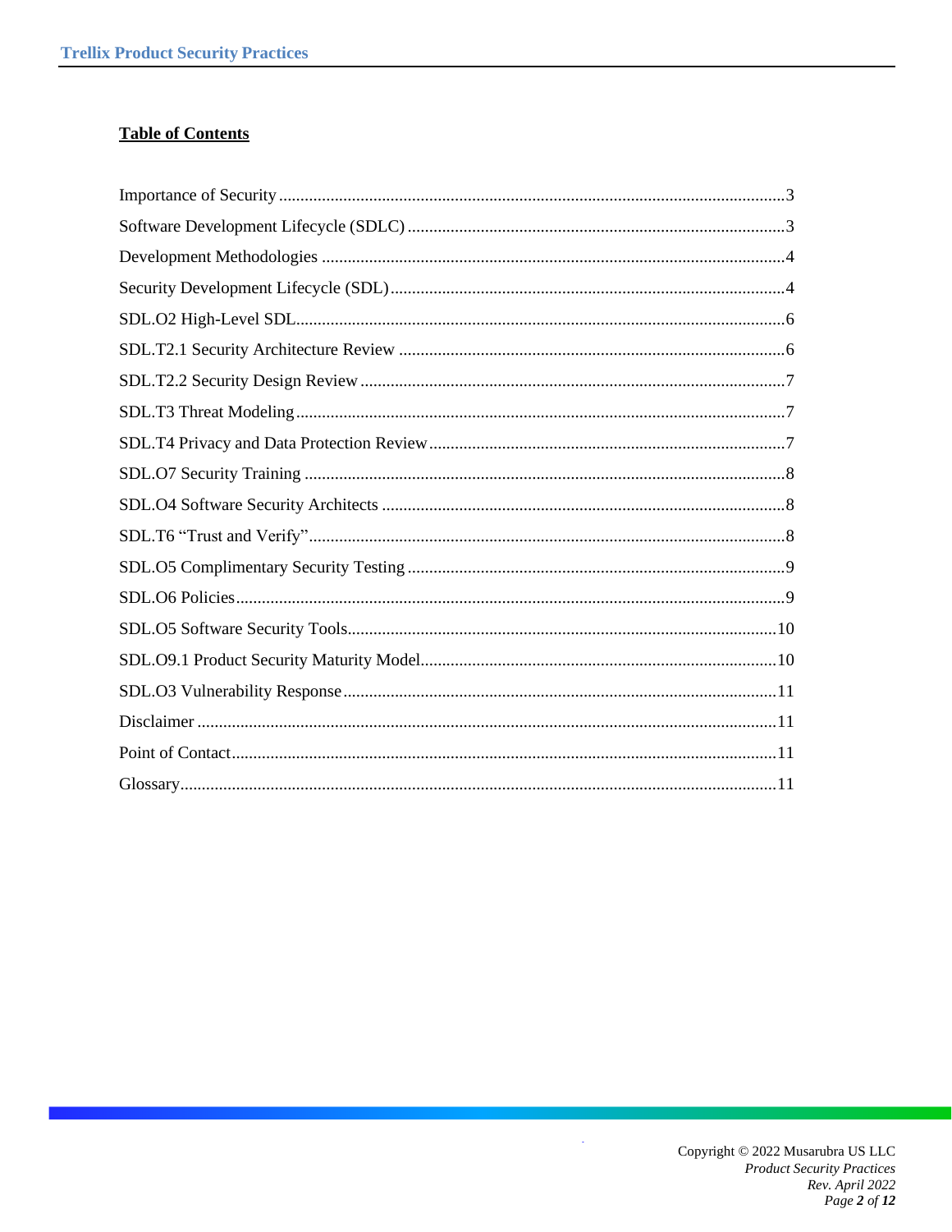**Table of Contents**

Importance of Security ....................................................................................................3
Software Development Lifecycle (SDLC) .......................................................................3
Development Methodologies ..........................................................................................4
Security Development Lifecycle (SDL) ...........................................................................4
SDL.O2 High-Level SDL.................................................................................................6
SDL.T2.1 Security Architecture Review .........................................................................6
SDL.T2.2 Security Design Review .................................................................................7
SDL.T3 Threat Modeling .................................................................................................7
SDL.T4 Privacy and Data Protection Review ..................................................................7
SDL.O7 Security Training ...............................................................................................8
SDL.O4 Software Security Architects .............................................................................8
SDL.T6 “Trust and Verify”..............................................................................................8
SDL.O5 Complimentary Security Testing .......................................................................9
SDL.O6 Policies ..............................................................................................................9
SDL.O5 Software Security Tools...................................................................................10
SDL.O9.1 Product Security Maturity Model..................................................................10
SDL.O3 Vulnerability Response ....................................................................................11
Disclaimer .....................................................................................................................11
Point of Contact..............................................................................................................11
Glossary.........................................................................................................................11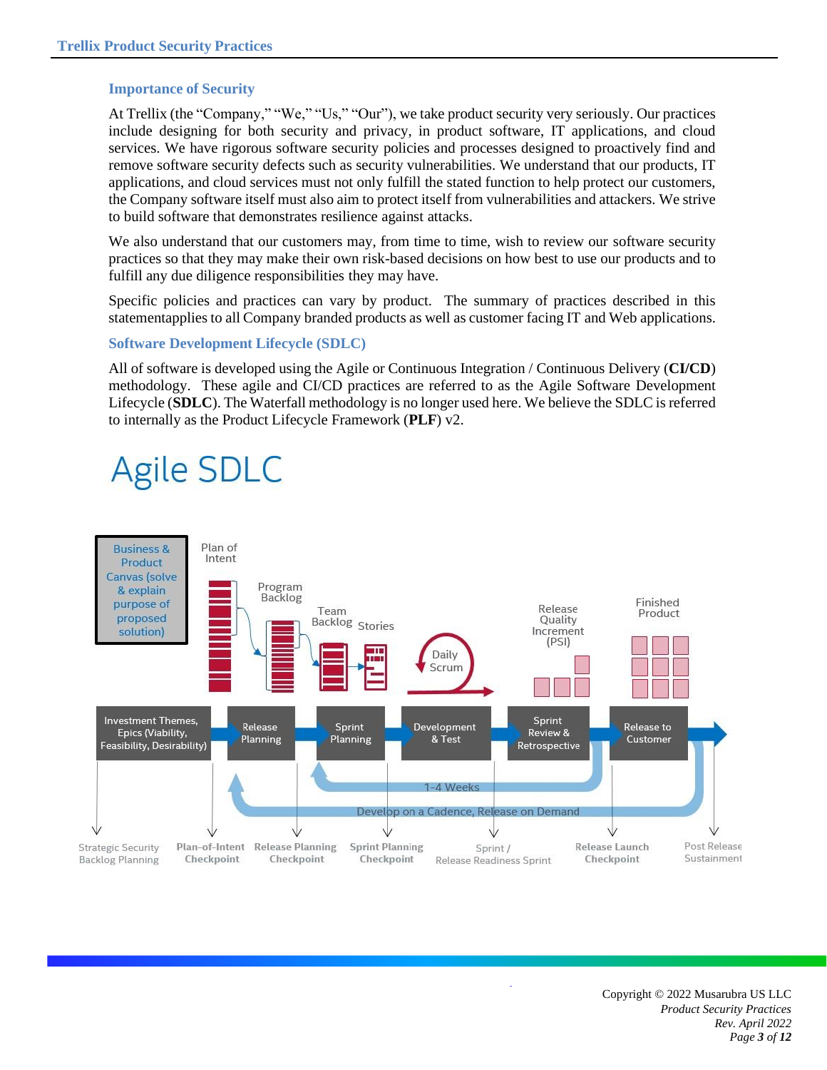## Importance of Security

At Trellix (the "Company," "We," "Us," "Our"), we take product security very seriously. Our practices include designing for both security and privacy, in product software, IT applications, and cloud services. We have rigorous software security policies and processes designed to proactively find and remove software security defects such as security vulnerabilities. We understand that our products, IT applications, and cloud services must not only fulfill the stated function to help protect our customers, the Company software itself must also aim to protect itself from vulnerabilities and attackers. We strive to build software that demonstrates resilience against attacks.

We also understand that our customers may, from time to time, wish to review our software security practices so that they may make their own risk-based decisions on how best to use our products and to fulfill any due diligence responsibilities they may have.

Specific policies and practices can vary by product. The summary of practices described in this statementapplies to all Company branded products as well as customer facing IT and Web applications.

## Software Development Lifecycle (SDLC)

All of software is developed using the Agile or Continuous Integration / Continuous Delivery (**CI/CD**) methodology. These agile and CI/CD practices are referred to as the Agile Software Development Lifecycle (**SDLC**). The Waterfall methodology is no longer used here. We believe the SDLC is referred to internally as the Product Lifecycle Framework (**PLF**) v2.

# Agile SDLC

Business & Product Canvas (solve & explain purpose of proposed solution)

Plan of Intent → Program Backlog → Team Backlog → Stories → Daily Scrum → Release Quality Increment (PSI) → Finished Product

Investment Themes, Epics (Viability, Feasibility, Desirability) → Release Planning → Sprint Planning → Development & Test → Sprint Review & Retrospective → Release to Customer

1-4 Weeks

Develop on a Cadence, Release on Demand

Strategic Security Backlog Planning | **Plan-of-Intent Checkpoint** | **Release Planning Checkpoint** | **Sprint Planning Checkpoint** | Sprint / Release Readiness Sprint | **Release Launch Checkpoint** | Post Release Sustainment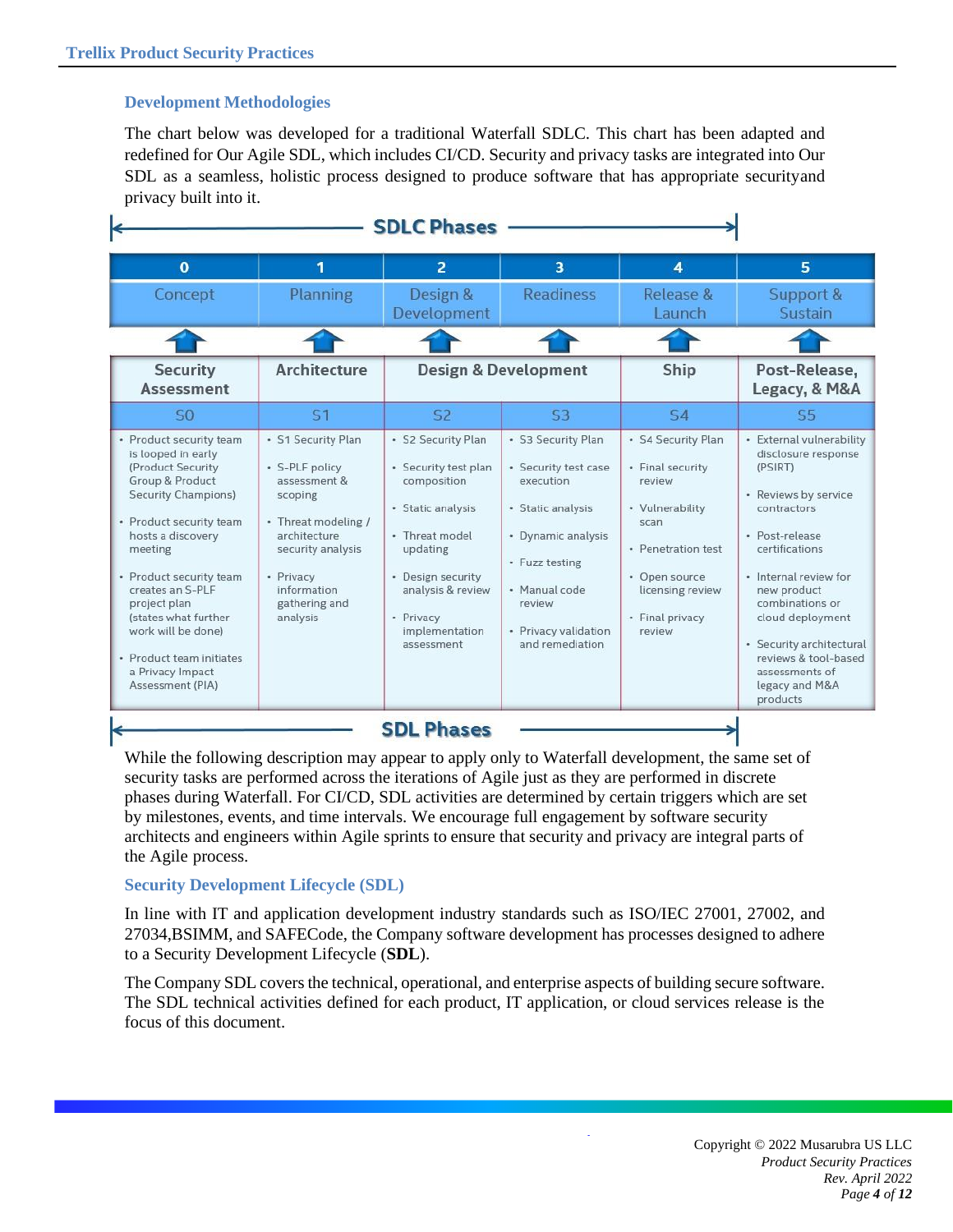### Development Methodologies

The chart below was developed for a traditional Waterfall SDLC. This chart has been adapted and redefined for Our Agile SDL, which includes CI/CD. Security and privacy tasks are integrated into Our SDL as a seamless, holistic process designed to produce software that has appropriate securityand privacy built into it.

**SDLC Phases**

| 0 | 1 | 2 | 3 | 4 | 5 |
|---|---|---|---|---|---|
| Concept | Planning | Design & Development | Readiness | Release & Launch | Support & Sustain |
| **Security Assessment** | **Architecture** | **Design & Development** | | **Ship** | **Post-Release, Legacy, & M&A** |
| S0 | S1 | S2 | S3 | S4 | S5 |
| • Product security team is looped in early (Product Security Group & Product Security Champions)<br>• Product security team hosts a discovery meeting<br>• Product security team creates an S-PLF project plan (states what further work will be done)<br>• Product team initiates a Privacy Impact Assessment (PIA) | • S1 Security Plan<br>• S-PLF policy assessment & scoping<br>• Threat modeling / architecture security analysis<br>• Privacy information gathering and analysis | • S2 Security Plan<br>• Security test plan composition<br>• Static analysis<br>• Threat model updating<br>• Design security analysis & review<br>• Privacy implementation assessment | • S3 Security Plan<br>• Security test case execution<br>• Static analysis<br>• Dynamic analysis<br>• Fuzz testing<br>• Manual code review<br>• Privacy validation and remediation | • S4 Security Plan<br>• Final security review<br>• Vulnerability scan<br>• Penetration test<br>• Open source licensing review<br>• Final privacy review | • External vulnerability disclosure response (PSIRT)<br>• Reviews by service contractors<br>• Post-release certifications<br>• Internal review for new product combinations or cloud deployment<br>• Security architectural reviews & tool-based assessments of legacy and M&A products |

**SDL Phases**

While the following description may appear to apply only to Waterfall development, the same set of security tasks are performed across the iterations of Agile just as they are performed in discrete phases during Waterfall. For CI/CD, SDL activities are determined by certain triggers which are set by milestones, events, and time intervals. We encourage full engagement by software security architects and engineers within Agile sprints to ensure that security and privacy are integral parts of the Agile process.

### Security Development Lifecycle (SDL)

In line with IT and application development industry standards such as ISO/IEC 27001, 27002, and 27034,BSIMM, and SAFECode, the Company software development has processes designed to adhere to a Security Development Lifecycle (**SDL**).

The Company SDL covers the technical, operational, and enterprise aspects of building secure software. The SDL technical activities defined for each product, IT application, or cloud services release is the focus of this document.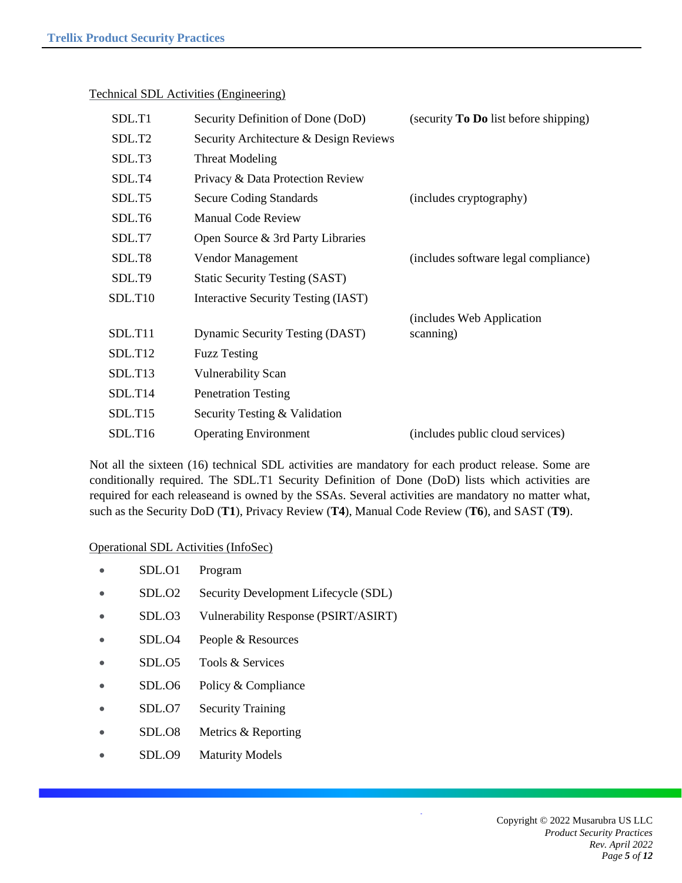Technical SDL Activities (Engineering)

| | | |
|---|---|---|
| SDL.T1 | Security Definition of Done (DoD) | (security **To Do** list before shipping) |
| SDL.T2 | Security Architecture & Design Reviews | |
| SDL.T3 | Threat Modeling | |
| SDL.T4 | Privacy & Data Protection Review | |
| SDL.T5 | Secure Coding Standards | (includes cryptography) |
| SDL.T6 | Manual Code Review | |
| SDL.T7 | Open Source & 3rd Party Libraries | |
| SDL.T8 | Vendor Management | (includes software legal compliance) |
| SDL.T9 | Static Security Testing (SAST) | |
| SDL.T10 | Interactive Security Testing (IAST) | |
| SDL.T11 | Dynamic Security Testing (DAST) | (includes Web Application scanning) |
| SDL.T12 | Fuzz Testing | |
| SDL.T13 | Vulnerability Scan | |
| SDL.T14 | Penetration Testing | |
| SDL.T15 | Security Testing & Validation | |
| SDL.T16 | Operating Environment | (includes public cloud services) |

Not all the sixteen (16) technical SDL activities are mandatory for each product release. Some are conditionally required. The SDL.T1 Security Definition of Done (DoD) lists which activities are required for each releaseand is owned by the SSAs. Several activities are mandatory no matter what, such as the Security DoD (**T1**), Privacy Review (**T4**), Manual Code Review (**T6**), and SAST (**T9**).

Operational SDL Activities (InfoSec)

- SDL.O1 Program
- SDL.O2 Security Development Lifecycle (SDL)
- SDL.O3 Vulnerability Response (PSIRT/ASIRT)
- SDL.O4 People & Resources
- SDL.O5 Tools & Services
- SDL.O6 Policy & Compliance
- SDL.O7 Security Training
- SDL.O8 Metrics & Reporting
- SDL.O9 Maturity Models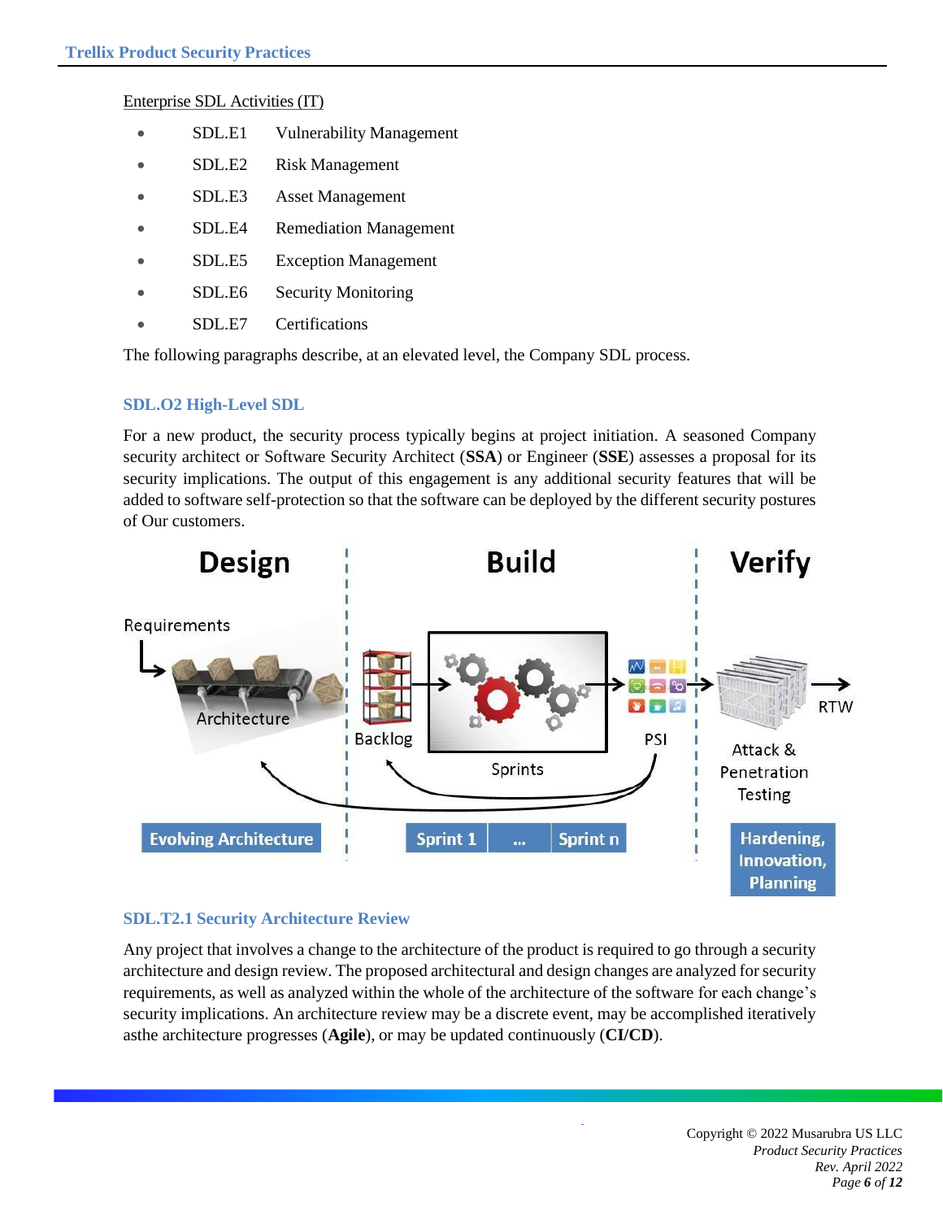Enterprise SDL Activities (IT)

- SDL.E1 Vulnerability Management
- SDL.E2 Risk Management
- SDL.E3 Asset Management
- SDL.E4 Remediation Management
- SDL.E5 Exception Management
- SDL.E6 Security Monitoring
- SDL.E7 Certifications

The following paragraphs describe, at an elevated level, the Company SDL process.

### SDL.O2 High-Level SDL

For a new product, the security process typically begins at project initiation. A seasoned Company security architect or Software Security Architect (**SSA**) or Engineer (**SSE**) assesses a proposal for its security implications. The output of this engagement is any additional security features that will be added to software self-protection so that the software can be deployed by the different security postures of Our customers.

### SDL.T2.1 Security Architecture Review

Any project that involves a change to the architecture of the product is required to go through a security architecture and design review. The proposed architectural and design changes are analyzed for security requirements, as well as analyzed within the whole of the architecture of the software for each change's security implications. An architecture review may be a discrete event, may be accomplished iteratively asthe architecture progresses (**Agile**), or may be updated continuously (**CI/CD**).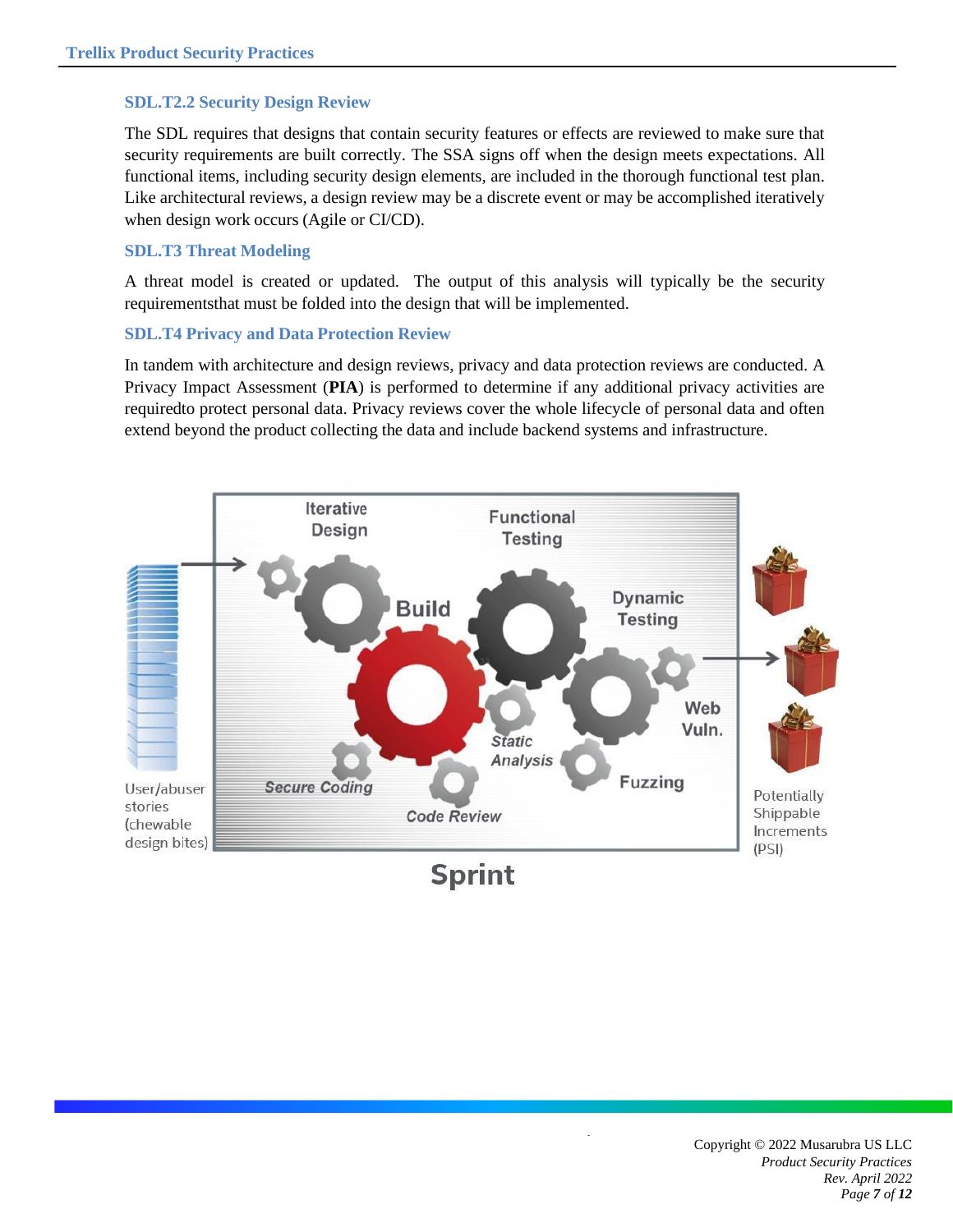### SDL.T2.2 Security Design Review

The SDL requires that designs that contain security features or effects are reviewed to make sure that security requirements are built correctly. The SSA signs off when the design meets expectations. All functional items, including security design elements, are included in the thorough functional test plan. Like architectural reviews, a design review may be a discrete event or may be accomplished iteratively when design work occurs (Agile or CI/CD).

### SDL.T3 Threat Modeling

A threat model is created or updated. The output of this analysis will typically be the security requirementsthat must be folded into the design that will be implemented.

### SDL.T4 Privacy and Data Protection Review

In tandem with architecture and design reviews, privacy and data protection reviews are conducted. A Privacy Impact Assessment (**PIA**) is performed to determine if any additional privacy activities are requiredto protect personal data. Privacy reviews cover the whole lifecycle of personal data and often extend beyond the product collecting the data and include backend systems and infrastructure.

User/abuser stories (chewable design bites)

Iterative Design

Functional Testing

Build

Dynamic Testing

Web Vuln.

Static Analysis

Fuzzing

Secure Coding

Code Review

Potentially Shippable Increments (PSI)

Sprint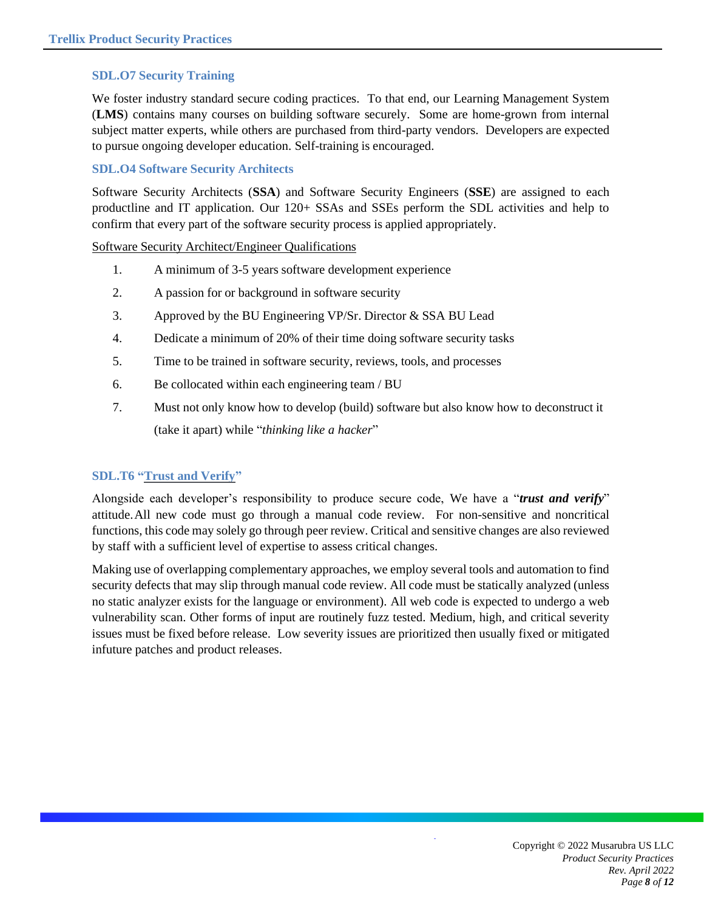### SDL.O7 Security Training

We foster industry standard secure coding practices. To that end, our Learning Management System (**LMS**) contains many courses on building software securely. Some are home-grown from internal subject matter experts, while others are purchased from third-party vendors. Developers are expected to pursue ongoing developer education. Self-training is encouraged.

### SDL.O4 Software Security Architects

Software Security Architects (**SSA**) and Software Security Engineers (**SSE**) are assigned to each productline and IT application. Our 120+ SSAs and SSEs perform the SDL activities and help to confirm that every part of the software security process is applied appropriately.

Software Security Architect/Engineer Qualifications

1. A minimum of 3-5 years software development experience
2. A passion for or background in software security
3. Approved by the BU Engineering VP/Sr. Director & SSA BU Lead
4. Dedicate a minimum of 20% of their time doing software security tasks
5. Time to be trained in software security, reviews, tools, and processes
6. Be collocated within each engineering team / BU
7. Must not only know how to develop (build) software but also know how to deconstruct it (take it apart) while "*thinking like a hacker*"

### SDL.T6 "Trust and Verify"

Alongside each developer's responsibility to produce secure code, We have a "***trust and verify***" attitude. All new code must go through a manual code review. For non-sensitive and noncritical functions, this code may solely go through peer review. Critical and sensitive changes are also reviewed by staff with a sufficient level of expertise to assess critical changes.

Making use of overlapping complementary approaches, we employ several tools and automation to find security defects that may slip through manual code review. All code must be statically analyzed (unless no static analyzer exists for the language or environment). All web code is expected to undergo a web vulnerability scan. Other forms of input are routinely fuzz tested. Medium, high, and critical severity issues must be fixed before release. Low severity issues are prioritized then usually fixed or mitigated infuture patches and product releases.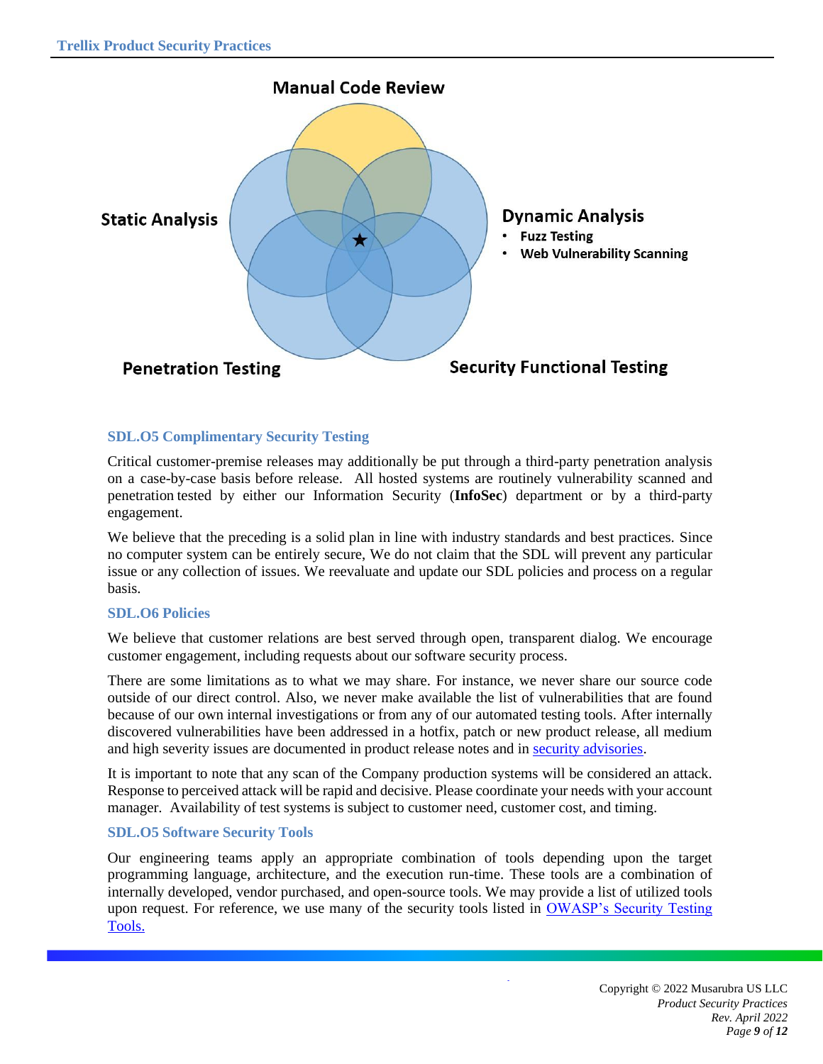Manual Code Review

Static Analysis

Dynamic Analysis
- Fuzz Testing
- Web Vulnerability Scanning

Penetration Testing

Security Functional Testing

### SDL.O5 Complimentary Security Testing

Critical customer-premise releases may additionally be put through a third-party penetration analysis on a case-by-case basis before release. All hosted systems are routinely vulnerability scanned and penetration tested by either our Information Security (**InfoSec**) department or by a third-party engagement.

We believe that the preceding is a solid plan in line with industry standards and best practices. Since no computer system can be entirely secure, We do not claim that the SDL will prevent any particular issue or any collection of issues. We reevaluate and update our SDL policies and process on a regular basis.

### SDL.O6 Policies

We believe that customer relations are best served through open, transparent dialog. We encourage customer engagement, including requests about our software security process.

There are some limitations as to what we may share. For instance, we never share our source code outside of our direct control. Also, we never make available the list of vulnerabilities that are found because of our own internal investigations or from any of our automated testing tools. After internally discovered vulnerabilities have been addressed in a hotfix, patch or new product release, all medium and high severity issues are documented in product release notes and in [security advisories](security advisories).

It is important to note that any scan of the Company production systems will be considered an attack. Response to perceived attack will be rapid and decisive. Please coordinate your needs with your account manager. Availability of test systems is subject to customer need, customer cost, and timing.

### SDL.O5 Software Security Tools

Our engineering teams apply an appropriate combination of tools depending upon the target programming language, architecture, and the execution run-time. These tools are a combination of internally developed, vendor purchased, and open-source tools. We may provide a list of utilized tools upon request. For reference, we use many of the security tools listed in [OWASP's Security Testing Tools.](OWASP's Security Testing Tools)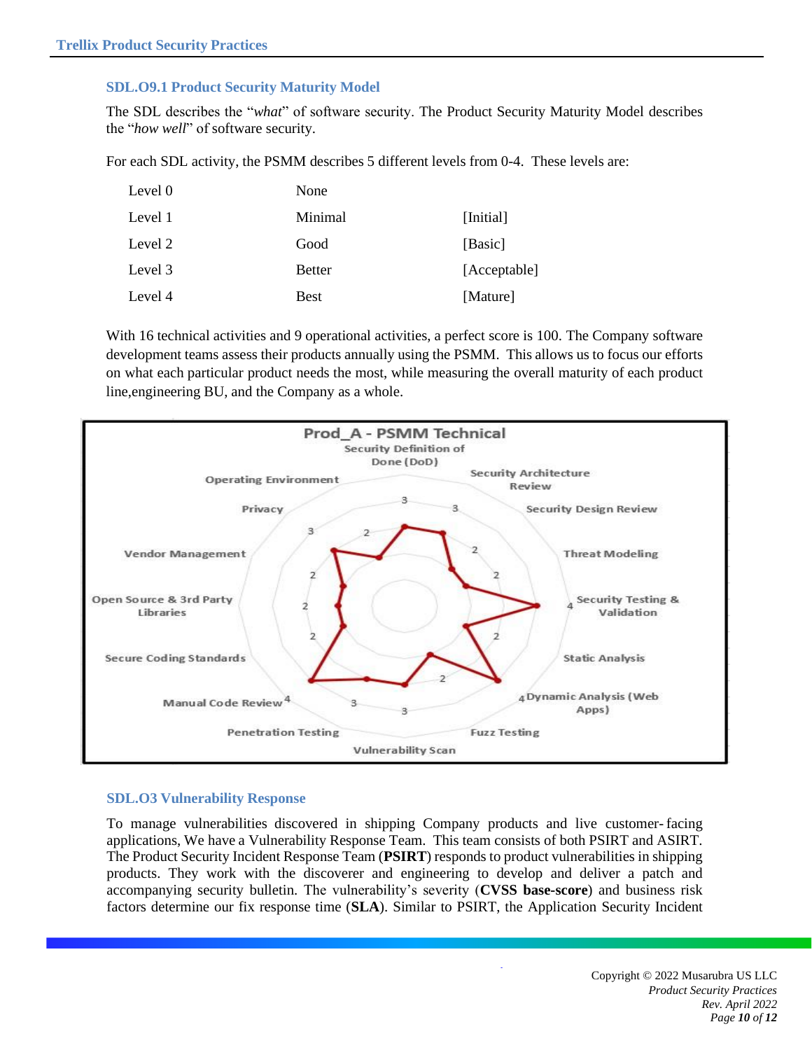### SDL.O9.1 Product Security Maturity Model

The SDL describes the "*what*" of software security. The Product Security Maturity Model describes the "*how well*" of software security.

For each SDL activity, the PSMM describes 5 different levels from 0-4. These levels are:

| | | |
|---|---|---|
| Level 0 | None | |
| Level 1 | Minimal | [Initial] |
| Level 2 | Good | [Basic] |
| Level 3 | Better | [Acceptable] |
| Level 4 | Best | [Mature] |

With 16 technical activities and 9 operational activities, a perfect score is 100. The Company software development teams assess their products annually using the PSMM. This allows us to focus our efforts on what each particular product needs the most, while measuring the overall maturity of each product line,engineering BU, and the Company as a whole.

Prod_A - PSMM Technical

| Activity | Score |
|---|---|
| Security Definition of Done (DoD) | 3 |
| Security Architecture Review | 3 |
| Security Design Review | 2 |
| Threat Modeling | 2 |
| Security Testing & Validation | 4 |
| Static Analysis | 2 |
| Dynamic Analysis (Web Apps) | 4 |
| Fuzz Testing | 2 |
| Vulnerability Scan | 3 |
| Penetration Testing | 3 |
| Manual Code Review | 4 |
| Secure Coding Standards | 2 |
| Open Source & 3rd Party Libraries | 2 |
| Vendor Management | 2 |
| Privacy | 3 |
| Operating Environment | 2 |

### SDL.O3 Vulnerability Response

To manage vulnerabilities discovered in shipping Company products and live customer- facing applications, We have a Vulnerability Response Team. This team consists of both PSIRT and ASIRT. The Product Security Incident Response Team (**PSIRT**) responds to product vulnerabilities in shipping products. They work with the discoverer and engineering to develop and deliver a patch and accompanying security bulletin. The vulnerability's severity (**CVSS base-score**) and business risk factors determine our fix response time (**SLA**). Similar to PSIRT, the Application Security Incident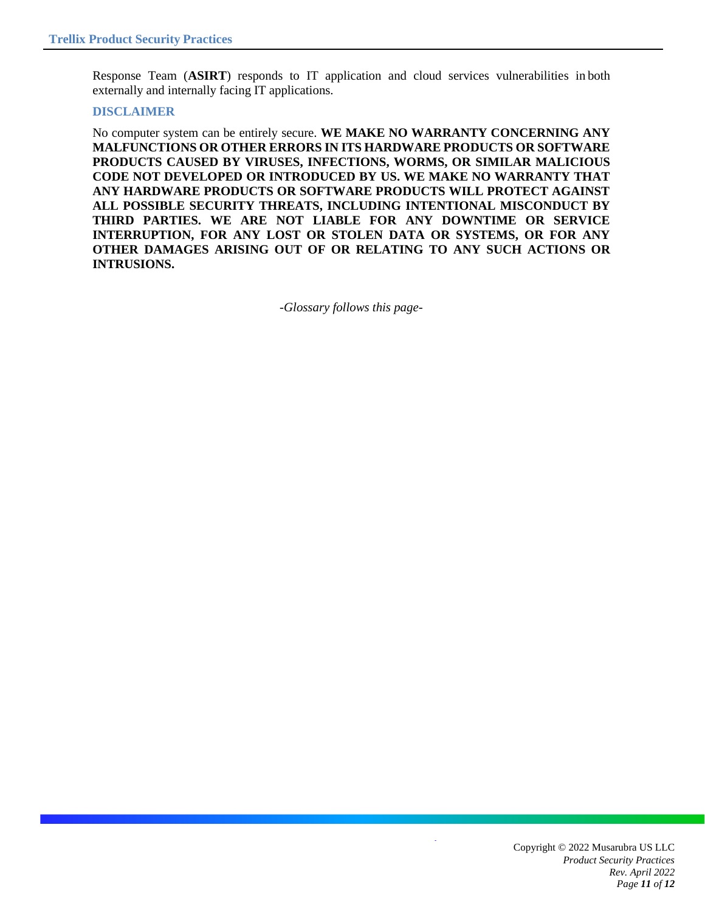Response Team (**ASIRT**) responds to IT application and cloud services vulnerabilities in both externally and internally facing IT applications.

## DISCLAIMER

No computer system can be entirely secure. **WE MAKE NO WARRANTY CONCERNING ANY MALFUNCTIONS OR OTHER ERRORS IN ITS HARDWARE PRODUCTS OR SOFTWARE PRODUCTS CAUSED BY VIRUSES, INFECTIONS, WORMS, OR SIMILAR MALICIOUS CODE NOT DEVELOPED OR INTRODUCED BY US. WE MAKE NO WARRANTY THAT ANY HARDWARE PRODUCTS OR SOFTWARE PRODUCTS WILL PROTECT AGAINST ALL POSSIBLE SECURITY THREATS, INCLUDING INTENTIONAL MISCONDUCT BY THIRD PARTIES. WE ARE NOT LIABLE FOR ANY DOWNTIME OR SERVICE INTERRUPTION, FOR ANY LOST OR STOLEN DATA OR SYSTEMS, OR FOR ANY OTHER DAMAGES ARISING OUT OF OR RELATING TO ANY SUCH ACTIONS OR INTRUSIONS.**

*-Glossary follows this page-*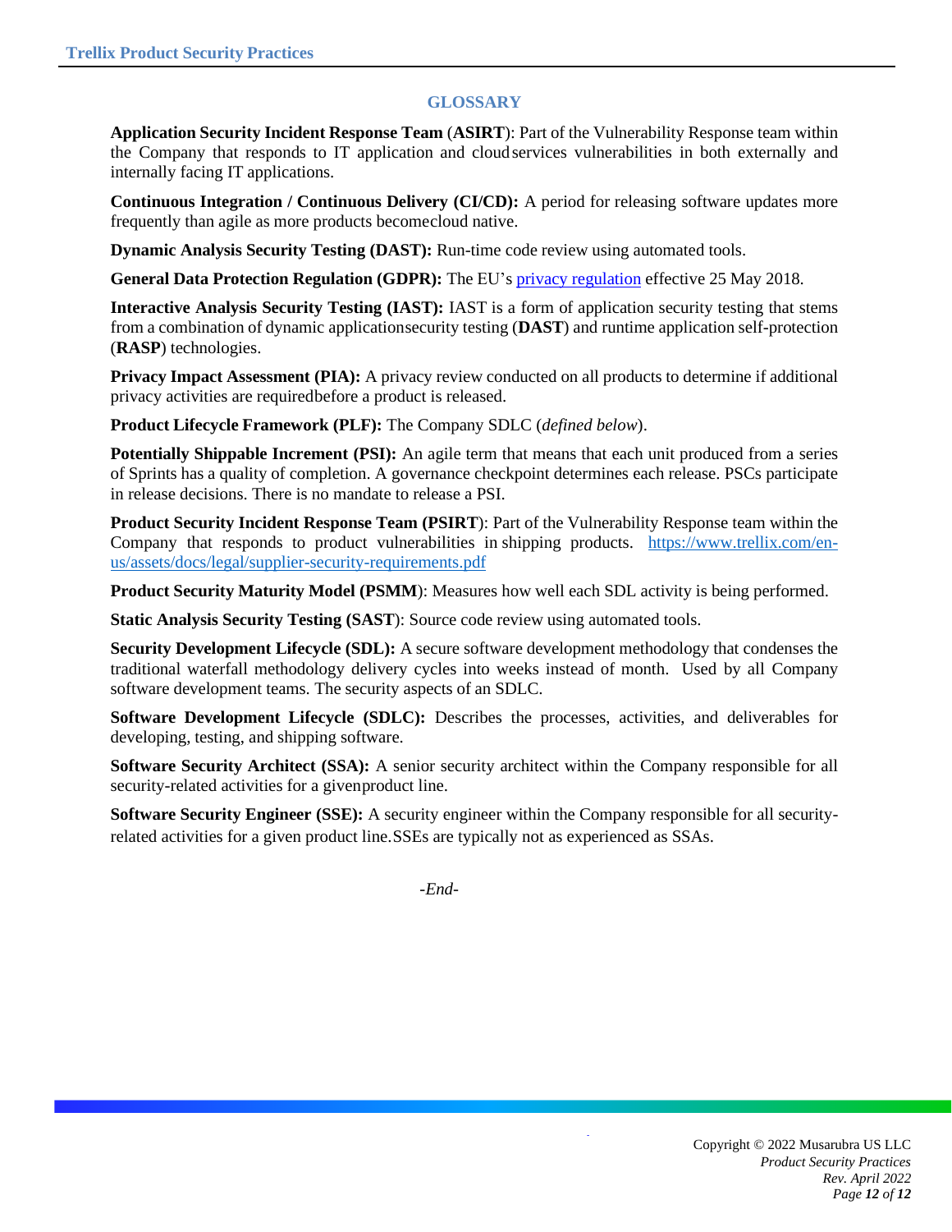## GLOSSARY

**Application Security Incident Response Team** (**ASIRT**): Part of the Vulnerability Response team within the Company that responds to IT application and cloud services vulnerabilities in both externally and internally facing IT applications.

**Continuous Integration / Continuous Delivery (CI/CD):** A period for releasing software updates more frequently than agile as more products become cloud native.

**Dynamic Analysis Security Testing (DAST):** Run-time code review using automated tools.

**General Data Protection Regulation (GDPR):** The EU's [privacy regulation](privacy regulation) effective 25 May 2018.

**Interactive Analysis Security Testing (IAST):** IAST is a form of application security testing that stems from a combination of dynamic application security testing (**DAST**) and runtime application self-protection (**RASP**) technologies.

**Privacy Impact Assessment (PIA):** A privacy review conducted on all products to determine if additional privacy activities are required before a product is released.

**Product Lifecycle Framework (PLF):** The Company SDLC (*defined below*).

**Potentially Shippable Increment (PSI):** An agile term that means that each unit produced from a series of Sprints has a quality of completion. A governance checkpoint determines each release. PSCs participate in release decisions. There is no mandate to release a PSI.

**Product Security Incident Response Team (PSIRT**): Part of the Vulnerability Response team within the Company that responds to product vulnerabilities in shipping products. [https://www.trellix.com/en-us/assets/docs/legal/supplier-security-requirements.pdf](https://www.trellix.com/en-us/assets/docs/legal/supplier-security-requirements.pdf)

**Product Security Maturity Model (PSMM**): Measures how well each SDL activity is being performed.

**Static Analysis Security Testing (SAST**): Source code review using automated tools.

**Security Development Lifecycle (SDL):** A secure software development methodology that condenses the traditional waterfall methodology delivery cycles into weeks instead of month. Used by all Company software development teams. The security aspects of an SDLC.

**Software Development Lifecycle (SDLC):** Describes the processes, activities, and deliverables for developing, testing, and shipping software.

**Software Security Architect (SSA):** A senior security architect within the Company responsible for all security-related activities for a given product line.

**Software Security Engineer (SSE):** A security engineer within the Company responsible for all security-related activities for a given product line. SSEs are typically not as experienced as SSAs.

*-End-*